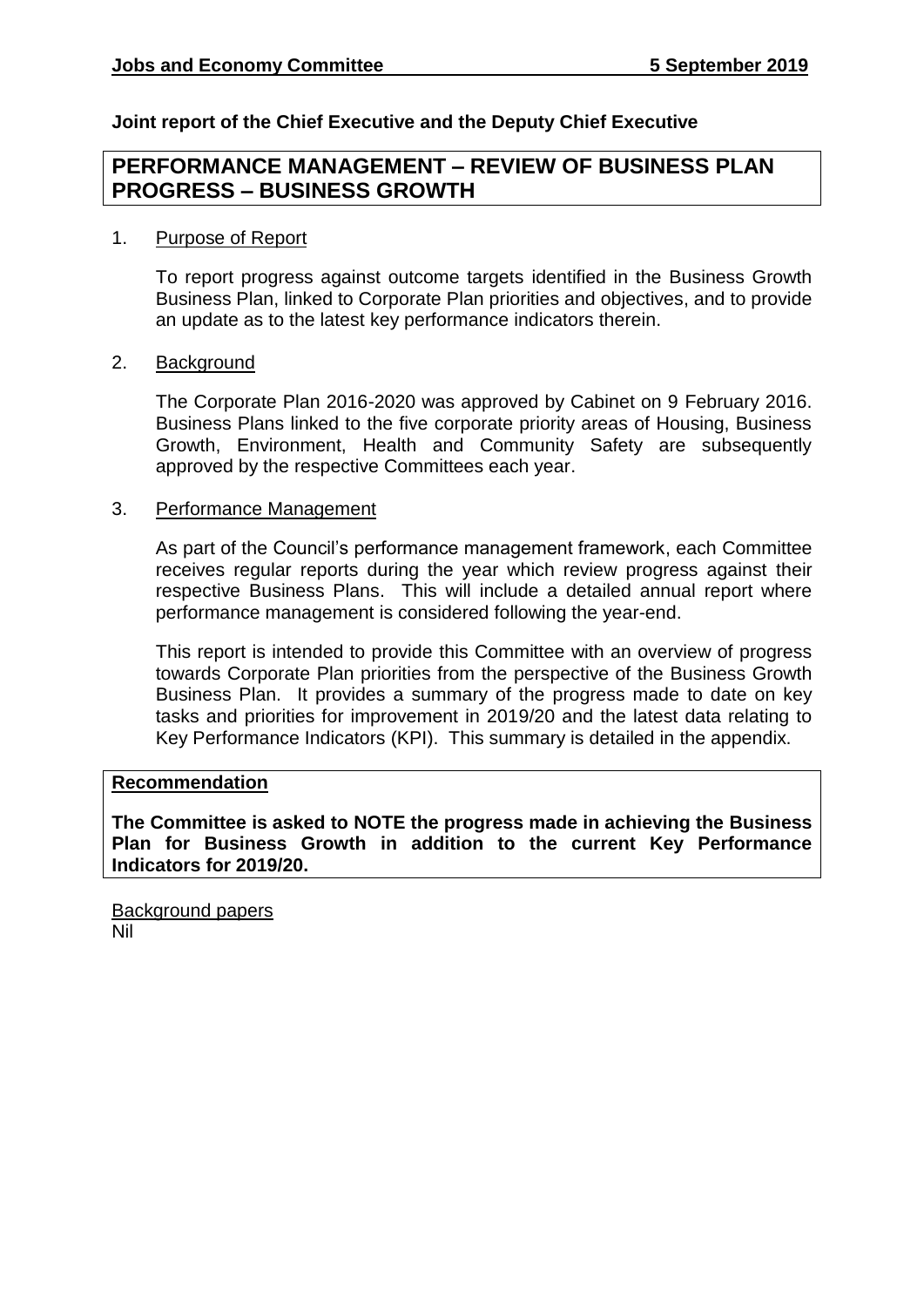**Jobs and Economy Committee** **5 September 2019**

**Joint report of the Chief Executive and the Deputy Chief Executive**

# PERFORMANCE MANAGEMENT – REVIEW OF BUSINESS PLAN PROGRESS – BUSINESS GROWTH

1. Purpose of Report

   To report progress against outcome targets identified in the Business Growth Business Plan, linked to Corporate Plan priorities and objectives, and to provide an update as to the latest key performance indicators therein.

2. Background

   The Corporate Plan 2016-2020 was approved by Cabinet on 9 February 2016. Business Plans linked to the five corporate priority areas of Housing, Business Growth, Environment, Health and Community Safety are subsequently approved by the respective Committees each year.

3. Performance Management

   As part of the Council's performance management framework, each Committee receives regular reports during the year which review progress against their respective Business Plans. This will include a detailed annual report where performance management is considered following the year-end.

   This report is intended to provide this Committee with an overview of progress towards Corporate Plan priorities from the perspective of the Business Growth Business Plan. It provides a summary of the progress made to date on key tasks and priorities for improvement in 2019/20 and the latest data relating to Key Performance Indicators (KPI). This summary is detailed in the appendix.

**Recommendation**

**The Committee is asked to NOTE the progress made in achieving the Business Plan for Business Growth in addition to the current Key Performance Indicators for 2019/20.**

Background papers
Nil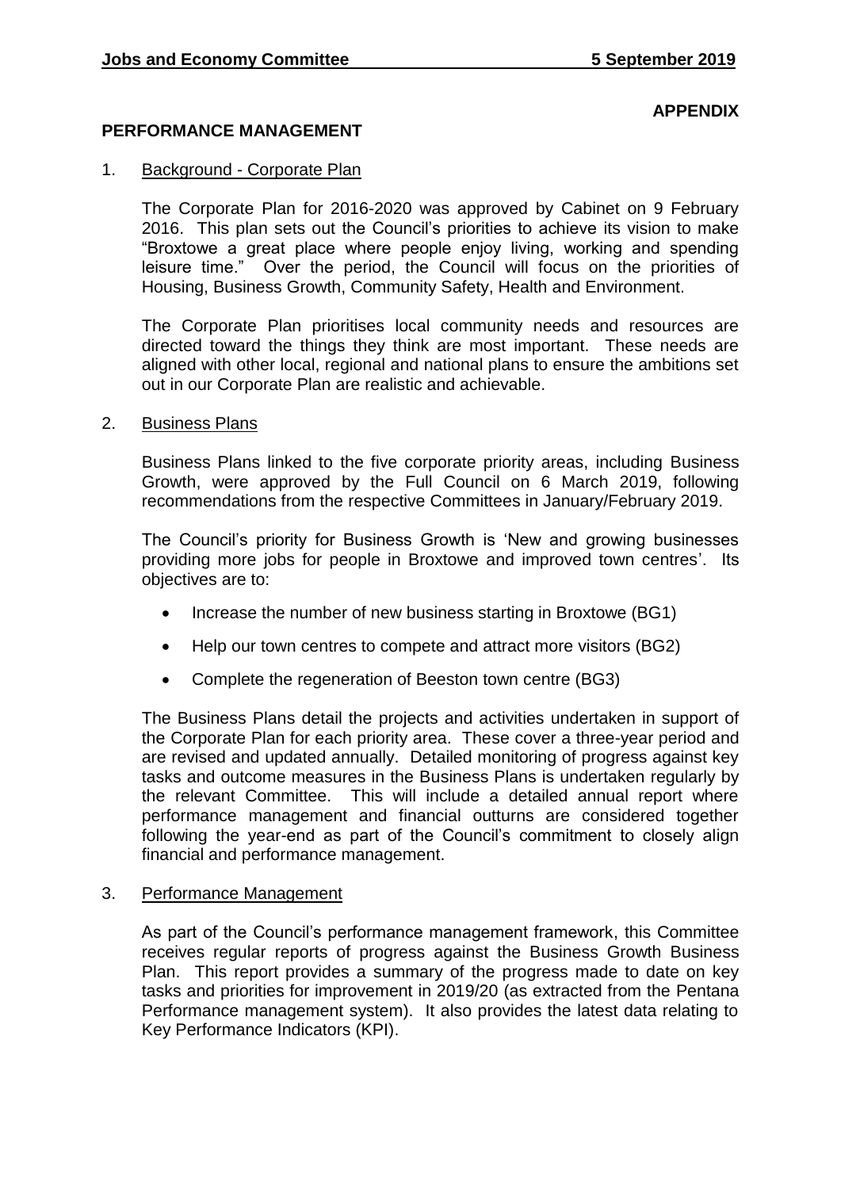**APPENDIX**

## PERFORMANCE MANAGEMENT

1. Background - Corporate Plan

   The Corporate Plan for 2016-2020 was approved by Cabinet on 9 February 2016. This plan sets out the Council's priorities to achieve its vision to make "Broxtowe a great place where people enjoy living, working and spending leisure time." Over the period, the Council will focus on the priorities of Housing, Business Growth, Community Safety, Health and Environment.

   The Corporate Plan prioritises local community needs and resources are directed toward the things they think are most important. These needs are aligned with other local, regional and national plans to ensure the ambitions set out in our Corporate Plan are realistic and achievable.

2. Business Plans

   Business Plans linked to the five corporate priority areas, including Business Growth, were approved by the Full Council on 6 March 2019, following recommendations from the respective Committees in January/February 2019.

   The Council's priority for Business Growth is 'New and growing businesses providing more jobs for people in Broxtowe and improved town centres'. Its objectives are to:

   - Increase the number of new business starting in Broxtowe (BG1)
   - Help our town centres to compete and attract more visitors (BG2)
   - Complete the regeneration of Beeston town centre (BG3)

   The Business Plans detail the projects and activities undertaken in support of the Corporate Plan for each priority area. These cover a three-year period and are revised and updated annually. Detailed monitoring of progress against key tasks and outcome measures in the Business Plans is undertaken regularly by the relevant Committee. This will include a detailed annual report where performance management and financial outturns are considered together following the year-end as part of the Council's commitment to closely align financial and performance management.

3. Performance Management

   As part of the Council's performance management framework, this Committee receives regular reports of progress against the Business Growth Business Plan. This report provides a summary of the progress made to date on key tasks and priorities for improvement in 2019/20 (as extracted from the Pentana Performance management system). It also provides the latest data relating to Key Performance Indicators (KPI).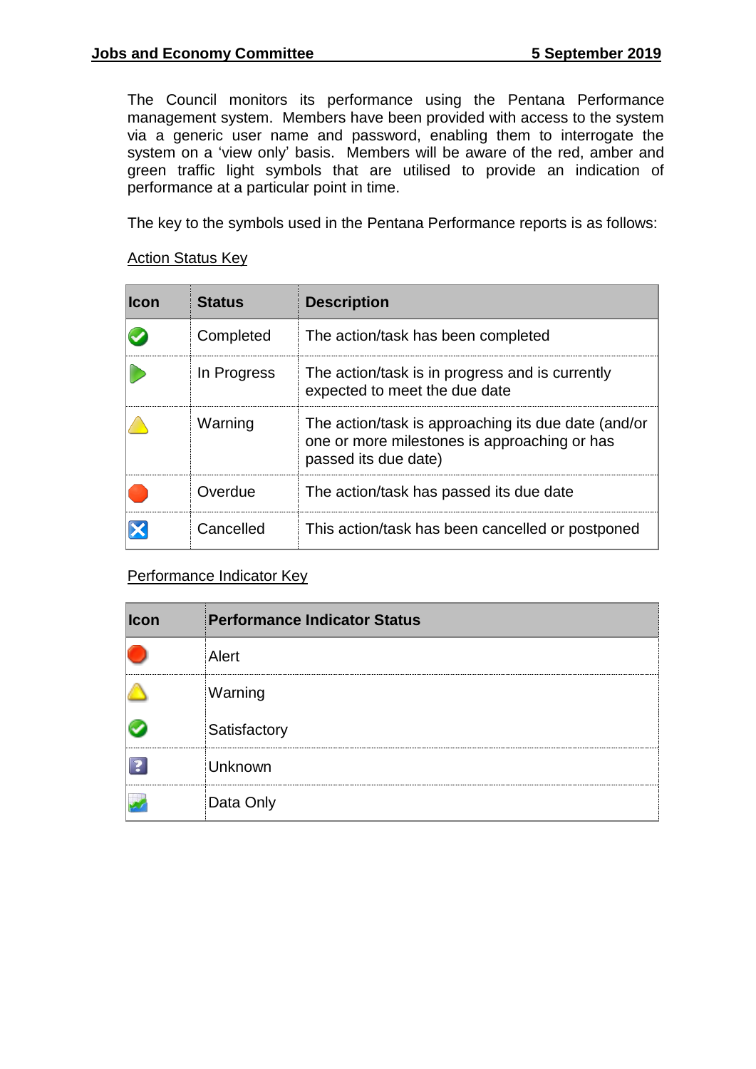The Council monitors its performance using the Pentana Performance management system. Members have been provided with access to the system via a generic user name and password, enabling them to interrogate the system on a 'view only' basis. Members will be aware of the red, amber and green traffic light symbols that are utilised to provide an indication of performance at a particular point in time.

The key to the symbols used in the Pentana Performance reports is as follows:

Action Status Key

| Icon | Status | Description |
|---|---|---|
| | Completed | The action/task has been completed |
| | In Progress | The action/task is in progress and is currently expected to meet the due date |
| | Warning | The action/task is approaching its due date (and/or one or more milestones is approaching or has passed its due date) |
| | Overdue | The action/task has passed its due date |
| | Cancelled | This action/task has been cancelled or postponed |

Performance Indicator Key

| Icon | Performance Indicator Status |
|---|---|
| | Alert |
| | Warning |
| | Satisfactory |
| | Unknown |
| | Data Only |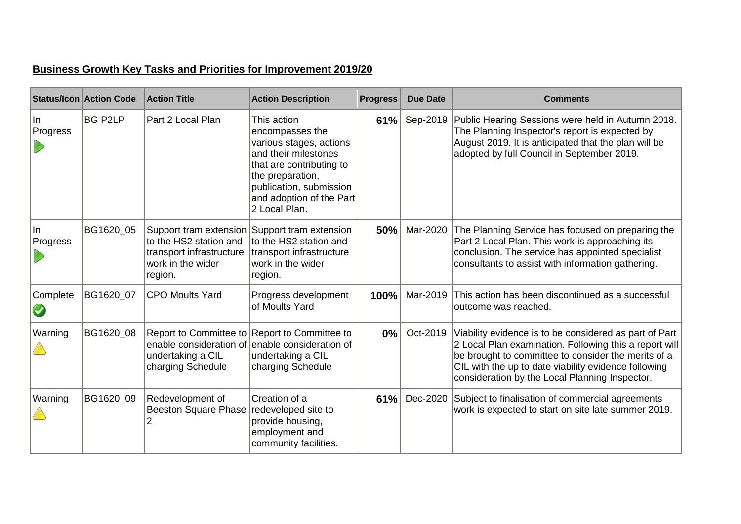**Business Growth Key Tasks and Priorities for Improvement 2019/20**

| Status/Icon | Action Code | Action Title | Action Description | Progress | Due Date | Comments |
|---|---|---|---|---|---|---|
| In Progress | BG P2LP | Part 2 Local Plan | This action encompasses the various stages, actions and their milestones that are contributing to the preparation, publication, submission and adoption of the Part 2 Local Plan. | 61% | Sep-2019 | Public Hearing Sessions were held in Autumn 2018. The Planning Inspector's report is expected by August 2019. It is anticipated that the plan will be adopted by full Council in September 2019. |
| In Progress | BG1620_05 | Support tram extension to the HS2 station and transport infrastructure work in the wider region. | Support tram extension to the HS2 station and transport infrastructure work in the wider region. | 50% | Mar-2020 | The Planning Service has focused on preparing the Part 2 Local Plan. This work is approaching its conclusion. The service has appointed specialist consultants to assist with information gathering. |
| Complete | BG1620_07 | CPO Moults Yard | Progress development of Moults Yard | 100% | Mar-2019 | This action has been discontinued as a successful outcome was reached. |
| Warning | BG1620_08 | Report to Committee to enable consideration of undertaking a CIL charging Schedule | Report to Committee to enable consideration of undertaking a CIL charging Schedule | 0% | Oct-2019 | Viability evidence is to be considered as part of Part 2 Local Plan examination. Following this a report will be brought to committee to consider the merits of a CIL with the up to date viability evidence following consideration by the Local Planning Inspector. |
| Warning | BG1620_09 | Redevelopment of Beeston Square Phase 2 | Creation of a redeveloped site to provide housing, employment and community facilities. | 61% | Dec-2020 | Subject to finalisation of commercial agreements work is expected to start on site late summer 2019. |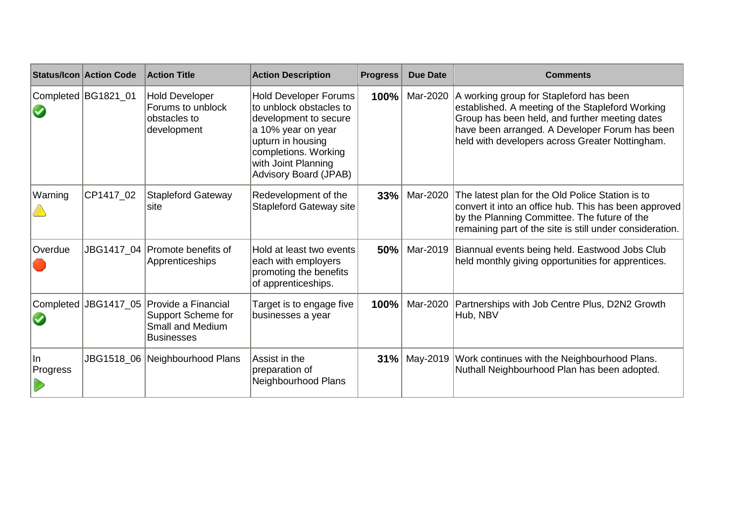| Status/Icon | Action Code | Action Title | Action Description | Progress | Due Date | Comments |
|---|---|---|---|---|---|---|
| Completed | BG1821_01 | Hold Developer Forums to unblock obstacles to development | Hold Developer Forums to unblock obstacles to development to secure a 10% year on year upturn in housing completions. Working with Joint Planning Advisory Board (JPAB) | **100%** | Mar-2020 | A working group for Stapleford has been established. A meeting of the Stapleford Working Group has been held, and further meeting dates have been arranged. A Developer Forum has been held with developers across Greater Nottingham. |
| Warning | CP1417_02 | Stapleford Gateway site | Redevelopment of the Stapleford Gateway site | **33%** | Mar-2020 | The latest plan for the Old Police Station is to convert it into an office hub. This has been approved by the Planning Committee. The future of the remaining part of the site is still under consideration. |
| Overdue | JBG1417_04 | Promote benefits of Apprenticeships | Hold at least two events each with employers promoting the benefits of apprenticeships. | **50%** | Mar-2019 | Biannual events being held. Eastwood Jobs Club held monthly giving opportunities for apprentices. |
| Completed | JBG1417_05 | Provide a Financial Support Scheme for Small and Medium Businesses | Target is to engage five businesses a year | **100%** | Mar-2020 | Partnerships with Job Centre Plus, D2N2 Growth Hub, NBV |
| In Progress | JBG1518_06 | Neighbourhood Plans | Assist in the preparation of Neighbourhood Plans | **31%** | May-2019 | Work continues with the Neighbourhood Plans. Nuthall Neighbourhood Plan has been adopted. |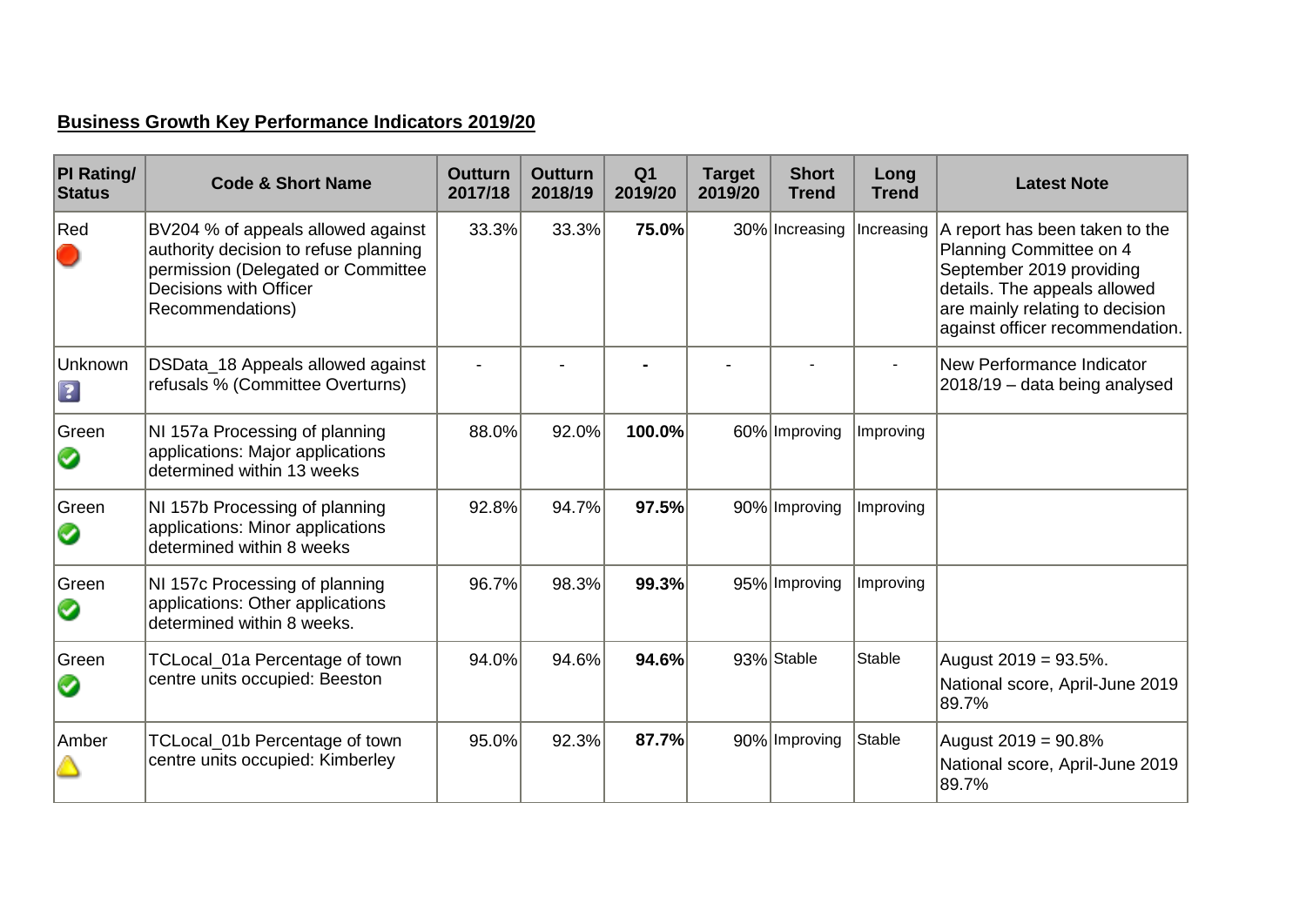## Business Growth Key Performance Indicators 2019/20

| PI Rating/ Status | Code & Short Name | Outturn 2017/18 | Outturn 2018/19 | Q1 2019/20 | Target 2019/20 | Short Trend | Long Trend | Latest Note |
|---|---|---|---|---|---|---|---|---|
| Red | BV204 % of appeals allowed against authority decision to refuse planning permission (Delegated or Committee Decisions with Officer Recommendations) | 33.3% | 33.3% | **75.0%** | 30% | Increasing | Increasing | A report has been taken to the Planning Committee on 4 September 2019 providing details. The appeals allowed are mainly relating to decision against officer recommendation. |
| Unknown | DSData_18 Appeals allowed against refusals % (Committee Overturns) | - | - | **-** | - | - | - | New Performance Indicator 2018/19 – data being analysed |
| Green | NI 157a Processing of planning applications: Major applications determined within 13 weeks | 88.0% | 92.0% | **100.0%** | 60% | Improving | Improving | |
| Green | NI 157b Processing of planning applications: Minor applications determined within 8 weeks | 92.8% | 94.7% | **97.5%** | 90% | Improving | Improving | |
| Green | NI 157c Processing of planning applications: Other applications determined within 8 weeks. | 96.7% | 98.3% | **99.3%** | 95% | Improving | Improving | |
| Green | TCLocal_01a Percentage of town centre units occupied: Beeston | 94.0% | 94.6% | **94.6%** | 93% | Stable | Stable | August 2019 = 93.5%. National score, April-June 2019 89.7% |
| Amber | TCLocal_01b Percentage of town centre units occupied: Kimberley | 95.0% | 92.3% | **87.7%** | 90% | Improving | Stable | August 2019 = 90.8% National score, April-June 2019 89.7% |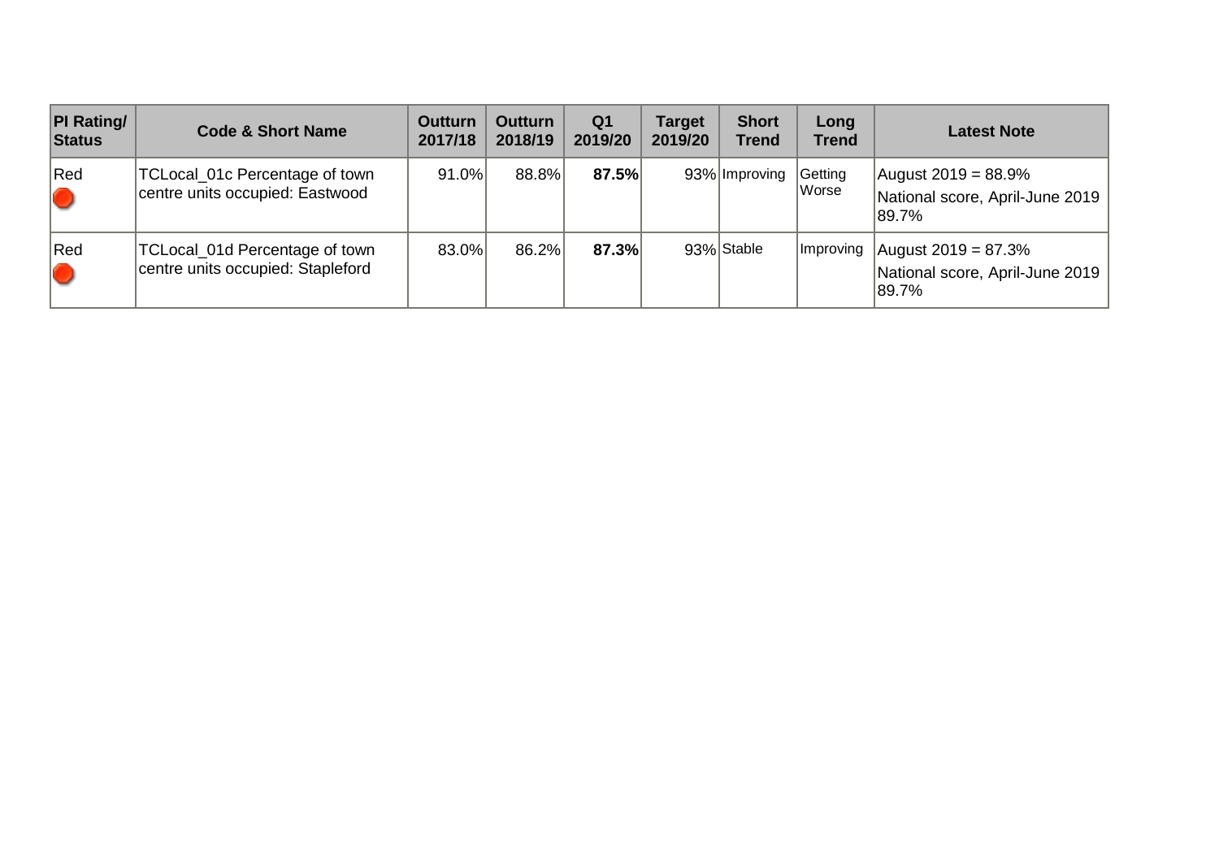| PI Rating/ Status | Code & Short Name | Outturn 2017/18 | Outturn 2018/19 | Q1 2019/20 | Target 2019/20 | Short Trend | Long Trend | Latest Note |
|---|---|---|---|---|---|---|---|---|
| Red | TCLocal_01c Percentage of town centre units occupied: Eastwood | 91.0% | 88.8% | **87.5%** | 93% | Improving | Getting Worse | August 2019 = 88.9% National score, April-June 2019 89.7% |
| Red | TCLocal_01d Percentage of town centre units occupied: Stapleford | 83.0% | 86.2% | **87.3%** | 93% | Stable | Improving | August 2019 = 87.3% National score, April-June 2019 89.7% |